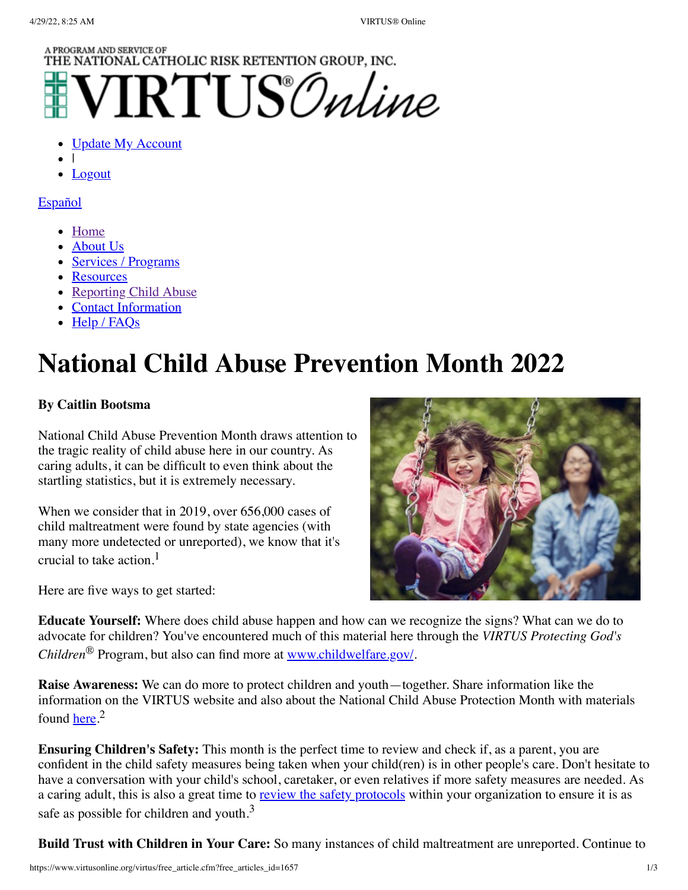A PROGRAM AND SERVICE OF
THE NATIONAL CATHOLIC RISK RETENTION GROUP, INC.
VIRTUS® Online

- Update My Account
- |
- Logout

Español

- Home
- About Us
- Services / Programs
- Resources
- Reporting Child Abuse
- Contact Information
- Help / FAQs

# National Child Abuse Prevention Month 2022

**By Caitlin Bootsma**

National Child Abuse Prevention Month draws attention to the tragic reality of child abuse here in our country. As caring adults, it can be difficult to even think about the startling statistics, but it is extremely necessary.

When we consider that in 2019, over 656,000 cases of child maltreatment were found by state agencies (with many more undetected or unreported), we know that it's crucial to take action.[1]

Here are five ways to get started:

**Educate Yourself:** Where does child abuse happen and how can we recognize the signs? What can we do to advocate for children? You've encountered much of this material here through the *VIRTUS Protecting God's Children*® Program, but also can find more at www.childwelfare.gov/.

**Raise Awareness:** We can do more to protect children and youth—together. Share information like the information on the VIRTUS website and also about the National Child Abuse Protection Month with materials found here.[2]

**Ensuring Children's Safety:** This month is the perfect time to review and check if, as a parent, you are confident in the child safety measures being taken when your child(ren) is in other people's care. Don't hesitate to have a conversation with your child's school, caretaker, or even relatives if more safety measures are needed. As a caring adult, this is also a great time to review the safety protocols within your organization to ensure it is as safe as possible for children and youth.[3]

**Build Trust with Children in Your Care:** So many instances of child maltreatment are unreported. Continue to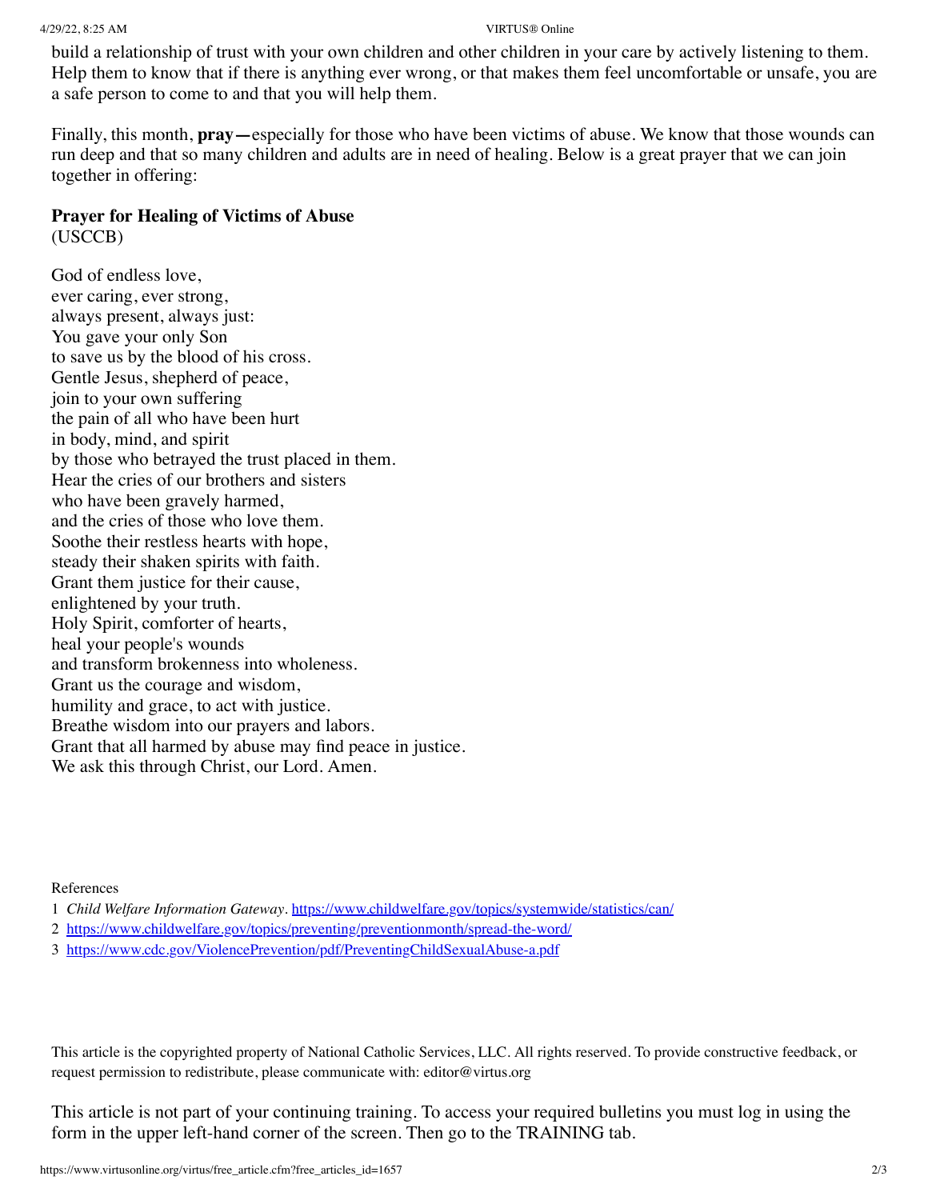build a relationship of trust with your own children and other children in your care by actively listening to them. Help them to know that if there is anything ever wrong, or that makes them feel uncomfortable or unsafe, you are a safe person to come to and that you will help them.

Finally, this month, **pray—**especially for those who have been victims of abuse. We know that those wounds can run deep and that so many children and adults are in need of healing. Below is a great prayer that we can join together in offering:

**Prayer for Healing of Victims of Abuse**
(USCCB)

God of endless love,
ever caring, ever strong,
always present, always just:
You gave your only Son
to save us by the blood of his cross.
Gentle Jesus, shepherd of peace,
join to your own suffering
the pain of all who have been hurt
in body, mind, and spirit
by those who betrayed the trust placed in them.
Hear the cries of our brothers and sisters
who have been gravely harmed,
and the cries of those who love them.
Soothe their restless hearts with hope,
steady their shaken spirits with faith.
Grant them justice for their cause,
enlightened by your truth.
Holy Spirit, comforter of hearts,
heal your people's wounds
and transform brokenness into wholeness.
Grant us the courage and wisdom,
humility and grace, to act with justice.
Breathe wisdom into our prayers and labors.
Grant that all harmed by abuse may find peace in justice.
We ask this through Christ, our Lord. Amen.

References

1. *Child Welfare Information Gateway*. https://www.childwelfare.gov/topics/systemwide/statistics/can/
2. https://www.childwelfare.gov/topics/preventing/preventionmonth/spread-the-word/
3. https://www.cdc.gov/ViolencePrevention/pdf/PreventingChildSexualAbuse-a.pdf

This article is the copyrighted property of National Catholic Services, LLC. All rights reserved. To provide constructive feedback, or request permission to redistribute, please communicate with: editor@virtus.org

This article is not part of your continuing training. To access your required bulletins you must log in using the form in the upper left-hand corner of the screen. Then go to the TRAINING tab.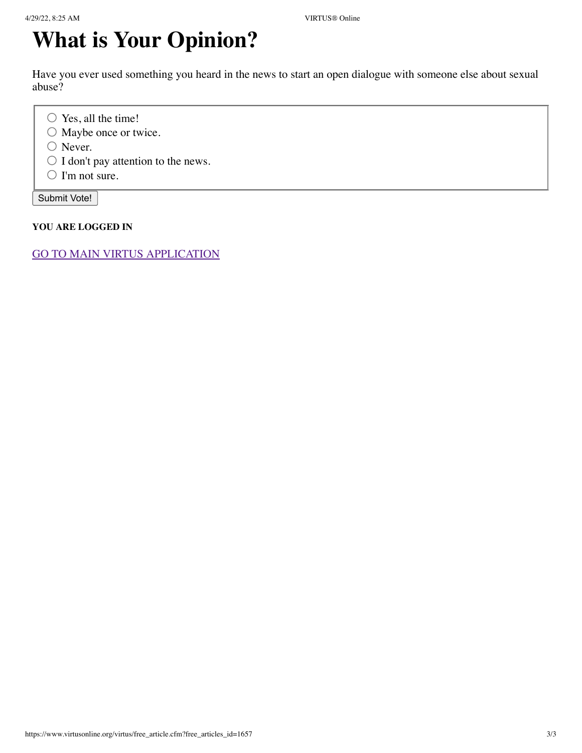# What is Your Opinion?

Have you ever used something you heard in the news to start an open dialogue with someone else about sexual abuse?

- Yes, all the time!
- Maybe once or twice.
- Never.
- I don't pay attention to the news.
- I'm not sure.

Submit Vote!

**YOU ARE LOGGED IN**

GO TO MAIN VIRTUS APPLICATION